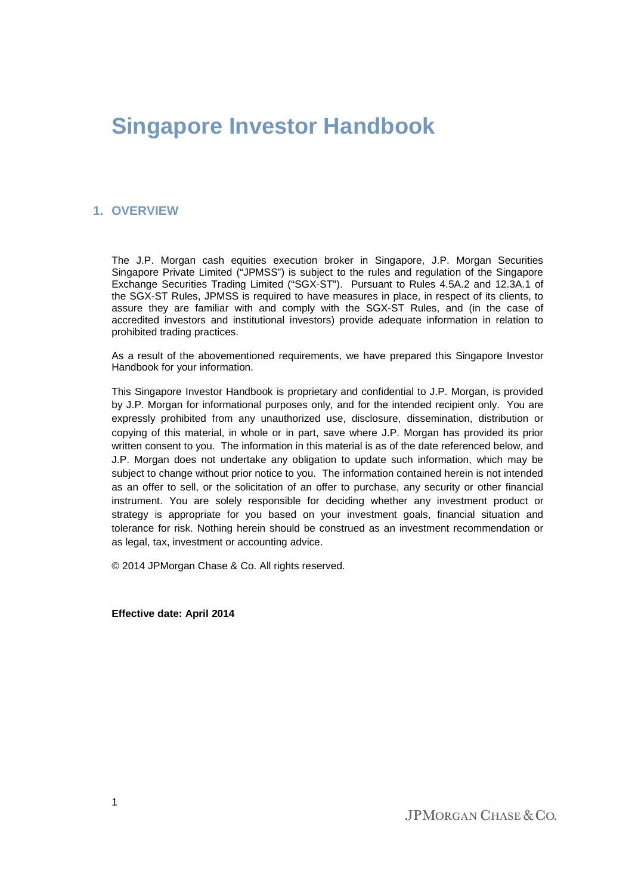# Singapore Investor Handbook

## 1. OVERVIEW

The J.P. Morgan cash equities execution broker in Singapore, J.P. Morgan Securities Singapore Private Limited ("JPMSS") is subject to the rules and regulation of the Singapore Exchange Securities Trading Limited ("SGX-ST"). Pursuant to Rules 4.5A.2 and 12.3A.1 of the SGX-ST Rules, JPMSS is required to have measures in place, in respect of its clients, to assure they are familiar with and comply with the SGX-ST Rules, and (in the case of accredited investors and institutional investors) provide adequate information in relation to prohibited trading practices.

As a result of the abovementioned requirements, we have prepared this Singapore Investor Handbook for your information.

This Singapore Investor Handbook is proprietary and confidential to J.P. Morgan, is provided by J.P. Morgan for informational purposes only, and for the intended recipient only. You are expressly prohibited from any unauthorized use, disclosure, dissemination, distribution or copying of this material, in whole or in part, save where J.P. Morgan has provided its prior written consent to you. The information in this material is as of the date referenced below, and J.P. Morgan does not undertake any obligation to update such information, which may be subject to change without prior notice to you. The information contained herein is not intended as an offer to sell, or the solicitation of an offer to purchase, any security or other financial instrument. You are solely responsible for deciding whether any investment product or strategy is appropriate for you based on your investment goals, financial situation and tolerance for risk. Nothing herein should be construed as an investment recommendation or as legal, tax, investment or accounting advice.

© 2014 JPMorgan Chase & Co. All rights reserved.

**Effective date: April 2014**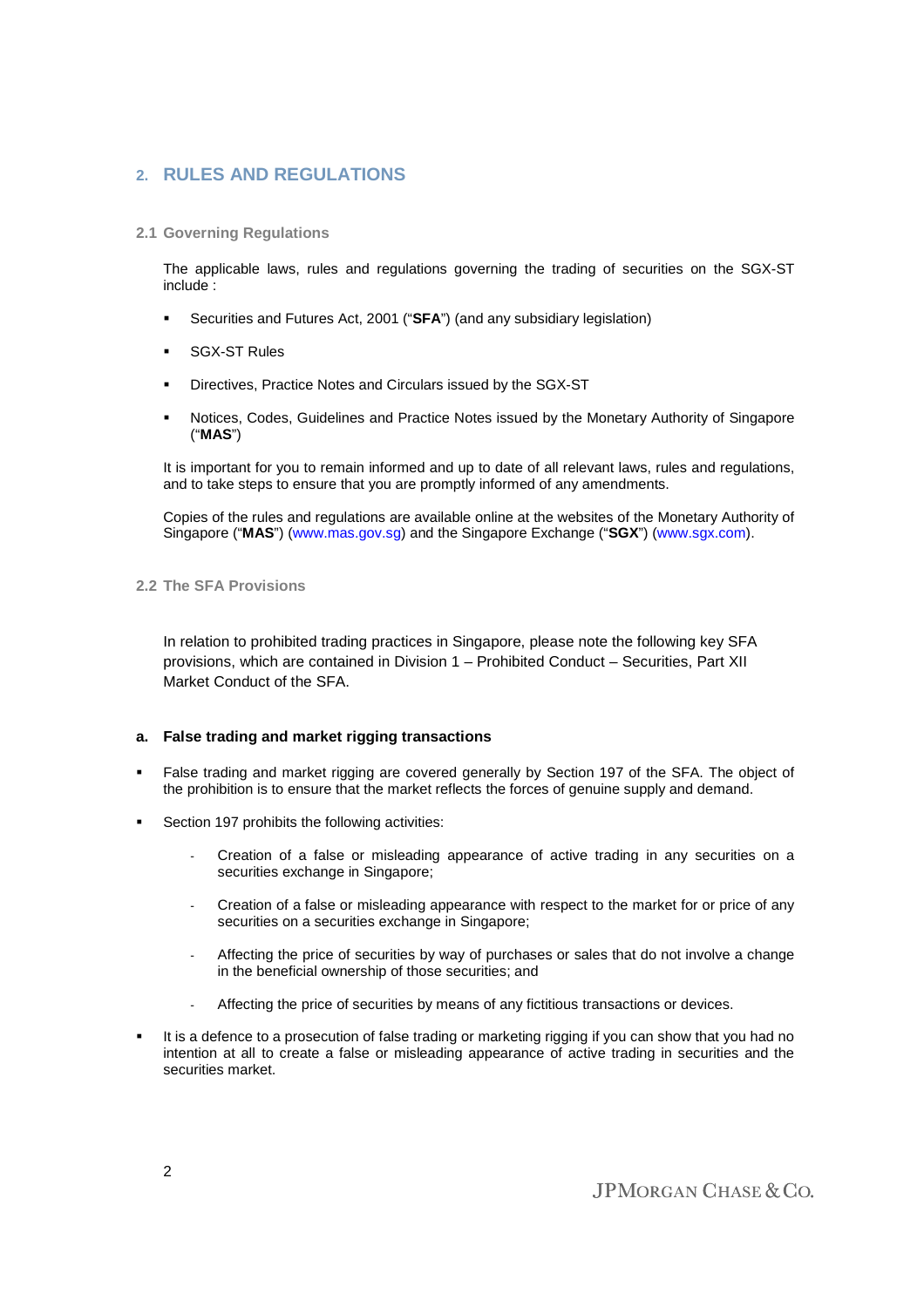## 2. RULES AND REGULATIONS

### 2.1 Governing Regulations

The applicable laws, rules and regulations governing the trading of securities on the SGX-ST include :

- Securities and Futures Act, 2001 ("**SFA**") (and any subsidiary legislation)
- SGX-ST Rules
- Directives, Practice Notes and Circulars issued by the SGX-ST
- Notices, Codes, Guidelines and Practice Notes issued by the Monetary Authority of Singapore ("**MAS**")

It is important for you to remain informed and up to date of all relevant laws, rules and regulations, and to take steps to ensure that you are promptly informed of any amendments.

Copies of the rules and regulations are available online at the websites of the Monetary Authority of Singapore ("**MAS**") (www.mas.gov.sg) and the Singapore Exchange ("**SGX**") (www.sgx.com).

### 2.2 The SFA Provisions

In relation to prohibited trading practices in Singapore, please note the following key SFA provisions, which are contained in Division 1 – Prohibited Conduct – Securities, Part XII Market Conduct of the SFA.

**a. False trading and market rigging transactions**

- False trading and market rigging are covered generally by Section 197 of the SFA. The object of the prohibition is to ensure that the market reflects the forces of genuine supply and demand.
- Section 197 prohibits the following activities:
  - Creation of a false or misleading appearance of active trading in any securities on a securities exchange in Singapore;
  - Creation of a false or misleading appearance with respect to the market for or price of any securities on a securities exchange in Singapore;
  - Affecting the price of securities by way of purchases or sales that do not involve a change in the beneficial ownership of those securities; and
  - Affecting the price of securities by means of any fictitious transactions or devices.
- It is a defence to a prosecution of false trading or marketing rigging if you can show that you had no intention at all to create a false or misleading appearance of active trading in securities and the securities market.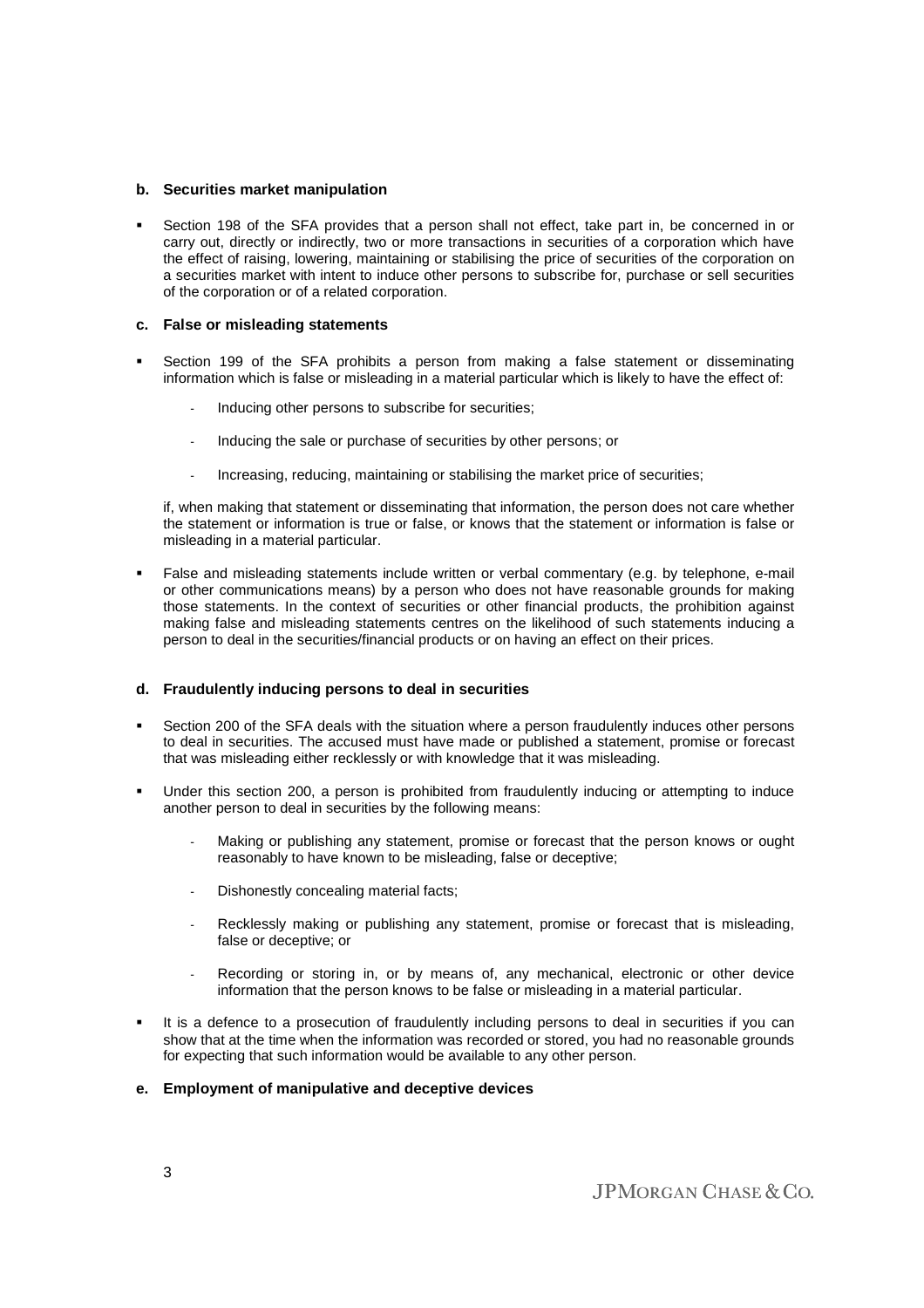**b. Securities market manipulation**

- Section 198 of the SFA provides that a person shall not effect, take part in, be concerned in or carry out, directly or indirectly, two or more transactions in securities of a corporation which have the effect of raising, lowering, maintaining or stabilising the price of securities of the corporation on a securities market with intent to induce other persons to subscribe for, purchase or sell securities of the corporation or of a related corporation.

**c. False or misleading statements**

- Section 199 of the SFA prohibits a person from making a false statement or disseminating information which is false or misleading in a material particular which is likely to have the effect of:

  - Inducing other persons to subscribe for securities;

  - Inducing the sale or purchase of securities by other persons; or

  - Increasing, reducing, maintaining or stabilising the market price of securities;

  if, when making that statement or disseminating that information, the person does not care whether the statement or information is true or false, or knows that the statement or information is false or misleading in a material particular.

- False and misleading statements include written or verbal commentary (e.g. by telephone, e-mail or other communications means) by a person who does not have reasonable grounds for making those statements. In the context of securities or other financial products, the prohibition against making false and misleading statements centres on the likelihood of such statements inducing a person to deal in the securities/financial products or on having an effect on their prices.

**d. Fraudulently inducing persons to deal in securities**

- Section 200 of the SFA deals with the situation where a person fraudulently induces other persons to deal in securities. The accused must have made or published a statement, promise or forecast that was misleading either recklessly or with knowledge that it was misleading.

- Under this section 200, a person is prohibited from fraudulently inducing or attempting to induce another person to deal in securities by the following means:

  - Making or publishing any statement, promise or forecast that the person knows or ought reasonably to have known to be misleading, false or deceptive;

  - Dishonestly concealing material facts;

  - Recklessly making or publishing any statement, promise or forecast that is misleading, false or deceptive; or

  - Recording or storing in, or by means of, any mechanical, electronic or other device information that the person knows to be false or misleading in a material particular.

- It is a defence to a prosecution of fraudulently including persons to deal in securities if you can show that at the time when the information was recorded or stored, you had no reasonable grounds for expecting that such information would be available to any other person.

**e. Employment of manipulative and deceptive devices**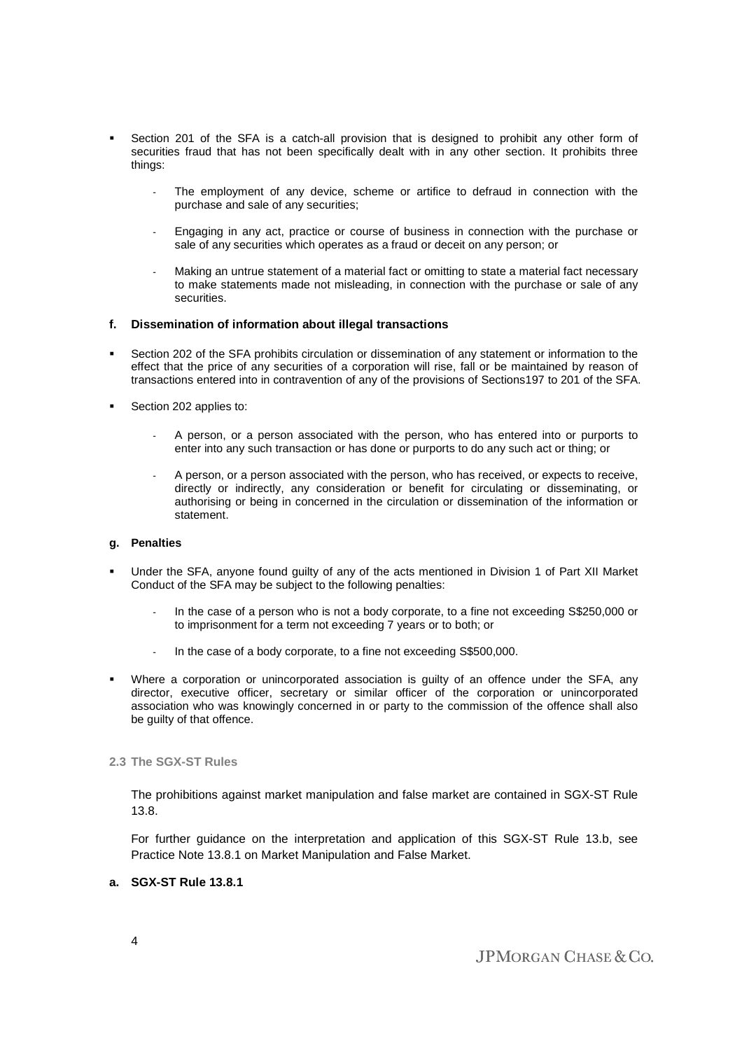- Section 201 of the SFA is a catch-all provision that is designed to prohibit any other form of securities fraud that has not been specifically dealt with in any other section. It prohibits three things:
  - The employment of any device, scheme or artifice to defraud in connection with the purchase and sale of any securities;
  - Engaging in any act, practice or course of business in connection with the purchase or sale of any securities which operates as a fraud or deceit on any person; or
  - Making an untrue statement of a material fact or omitting to state a material fact necessary to make statements made not misleading, in connection with the purchase or sale of any securities.

#### f. Dissemination of information about illegal transactions

- Section 202 of the SFA prohibits circulation or dissemination of any statement or information to the effect that the price of any securities of a corporation will rise, fall or be maintained by reason of transactions entered into in contravention of any of the provisions of Sections197 to 201 of the SFA.
- Section 202 applies to:
  - A person, or a person associated with the person, who has entered into or purports to enter into any such transaction or has done or purports to do any such act or thing; or
  - A person, or a person associated with the person, who has received, or expects to receive, directly or indirectly, any consideration or benefit for circulating or disseminating, or authorising or being in concerned in the circulation or dissemination of the information or statement.

#### g. Penalties

- Under the SFA, anyone found guilty of any of the acts mentioned in Division 1 of Part XII Market Conduct of the SFA may be subject to the following penalties:
  - In the case of a person who is not a body corporate, to a fine not exceeding S$250,000 or to imprisonment for a term not exceeding 7 years or to both; or
  - In the case of a body corporate, to a fine not exceeding S$500,000.
- Where a corporation or unincorporated association is guilty of an offence under the SFA, any director, executive officer, secretary or similar officer of the corporation or unincorporated association who was knowingly concerned in or party to the commission of the offence shall also be guilty of that offence.

### 2.3 The SGX-ST Rules

The prohibitions against market manipulation and false market are contained in SGX-ST Rule 13.8.

For further guidance on the interpretation and application of this SGX-ST Rule 13.b, see Practice Note 13.8.1 on Market Manipulation and False Market.

#### a. SGX-ST Rule 13.8.1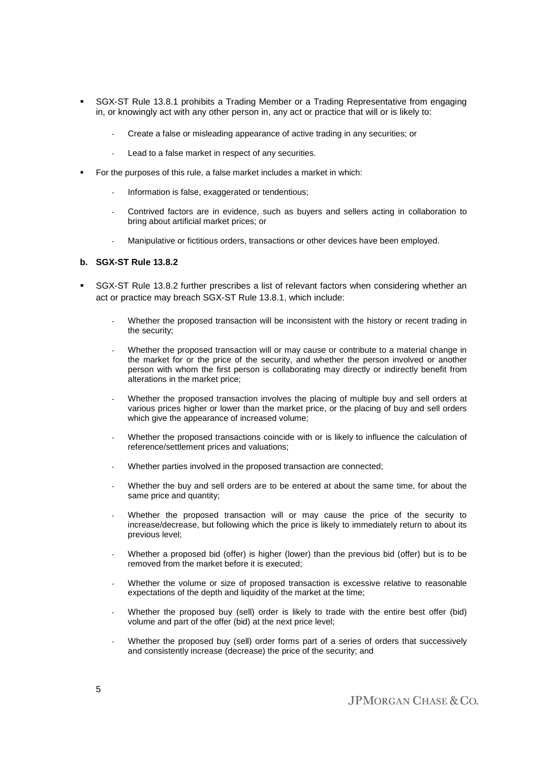- SGX-ST Rule 13.8.1 prohibits a Trading Member or a Trading Representative from engaging in, or knowingly act with any other person in, any act or practice that will or is likely to:
  - Create a false or misleading appearance of active trading in any securities; or
  - Lead to a false market in respect of any securities.
- For the purposes of this rule, a false market includes a market in which:
  - Information is false, exaggerated or tendentious;
  - Contrived factors are in evidence, such as buyers and sellers acting in collaboration to bring about artificial market prices; or
  - Manipulative or fictitious orders, transactions or other devices have been employed.

**b. SGX-ST Rule 13.8.2**

- SGX-ST Rule 13.8.2 further prescribes a list of relevant factors when considering whether an act or practice may breach SGX-ST Rule 13.8.1, which include:
  - Whether the proposed transaction will be inconsistent with the history or recent trading in the security;
  - Whether the proposed transaction will or may cause or contribute to a material change in the market for or the price of the security, and whether the person involved or another person with whom the first person is collaborating may directly or indirectly benefit from alterations in the market price;
  - Whether the proposed transaction involves the placing of multiple buy and sell orders at various prices higher or lower than the market price, or the placing of buy and sell orders which give the appearance of increased volume;
  - Whether the proposed transactions coincide with or is likely to influence the calculation of reference/settlement prices and valuations;
  - Whether parties involved in the proposed transaction are connected;
  - Whether the buy and sell orders are to be entered at about the same time, for about the same price and quantity;
  - Whether the proposed transaction will or may cause the price of the security to increase/decrease, but following which the price is likely to immediately return to about its previous level;
  - Whether a proposed bid (offer) is higher (lower) than the previous bid (offer) but is to be removed from the market before it is executed;
  - Whether the volume or size of proposed transaction is excessive relative to reasonable expectations of the depth and liquidity of the market at the time;
  - Whether the proposed buy (sell) order is likely to trade with the entire best offer (bid) volume and part of the offer (bid) at the next price level;
  - Whether the proposed buy (sell) order forms part of a series of orders that successively and consistently increase (decrease) the price of the security; and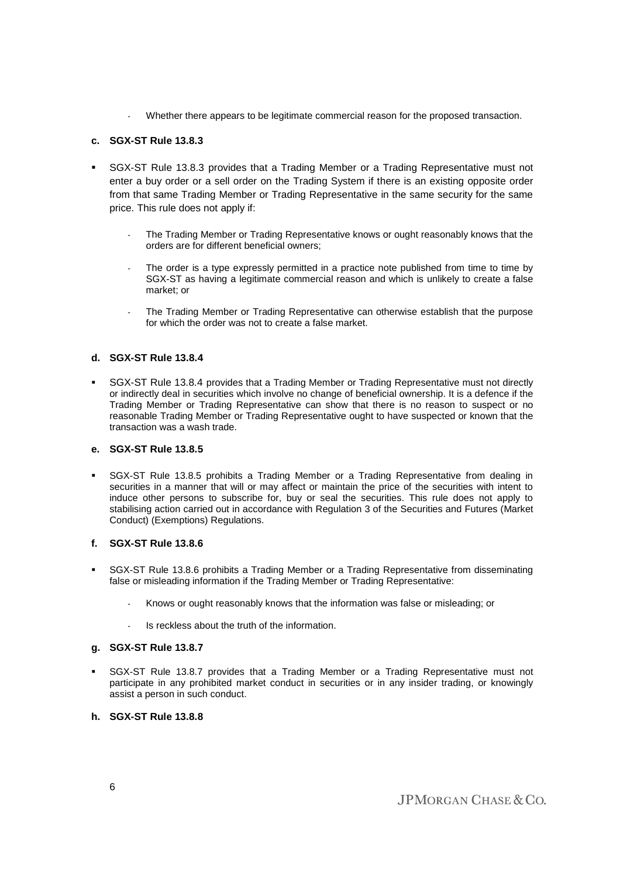- Whether there appears to be legitimate commercial reason for the proposed transaction.

**c. SGX-ST Rule 13.8.3**

- SGX-ST Rule 13.8.3 provides that a Trading Member or a Trading Representative must not enter a buy order or a sell order on the Trading System if there is an existing opposite order from that same Trading Member or Trading Representative in the same security for the same price. This rule does not apply if:

  - The Trading Member or Trading Representative knows or ought reasonably knows that the orders are for different beneficial owners;

  - The order is a type expressly permitted in a practice note published from time to time by SGX-ST as having a legitimate commercial reason and which is unlikely to create a false market; or

  - The Trading Member or Trading Representative can otherwise establish that the purpose for which the order was not to create a false market.

**d. SGX-ST Rule 13.8.4**

- SGX-ST Rule 13.8.4 provides that a Trading Member or Trading Representative must not directly or indirectly deal in securities which involve no change of beneficial ownership. It is a defence if the Trading Member or Trading Representative can show that there is no reason to suspect or no reasonable Trading Member or Trading Representative ought to have suspected or known that the transaction was a wash trade.

**e. SGX-ST Rule 13.8.5**

- SGX-ST Rule 13.8.5 prohibits a Trading Member or a Trading Representative from dealing in securities in a manner that will or may affect or maintain the price of the securities with intent to induce other persons to subscribe for, buy or seal the securities. This rule does not apply to stabilising action carried out in accordance with Regulation 3 of the Securities and Futures (Market Conduct) (Exemptions) Regulations.

**f. SGX-ST Rule 13.8.6**

- SGX-ST Rule 13.8.6 prohibits a Trading Member or a Trading Representative from disseminating false or misleading information if the Trading Member or Trading Representative:

  - Knows or ought reasonably knows that the information was false or misleading; or

  - Is reckless about the truth of the information.

**g. SGX-ST Rule 13.8.7**

- SGX-ST Rule 13.8.7 provides that a Trading Member or a Trading Representative must not participate in any prohibited market conduct in securities or in any insider trading, or knowingly assist a person in such conduct.

**h. SGX-ST Rule 13.8.8**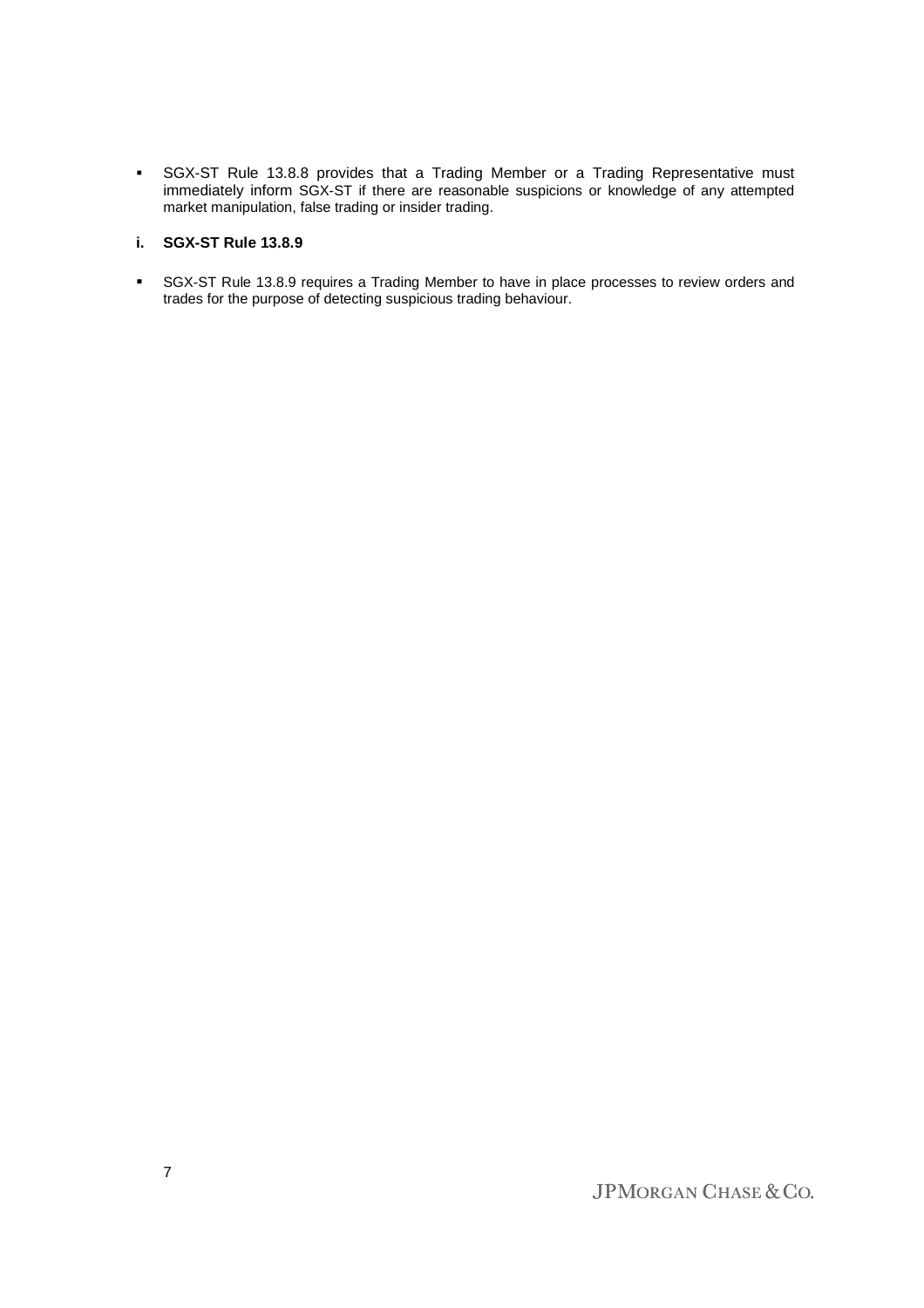- SGX-ST Rule 13.8.8 provides that a Trading Member or a Trading Representative must immediately inform SGX-ST if there are reasonable suspicions or knowledge of any attempted market manipulation, false trading or insider trading.

### i. SGX-ST Rule 13.8.9

- SGX-ST Rule 13.8.9 requires a Trading Member to have in place processes to review orders and trades for the purpose of detecting suspicious trading behaviour.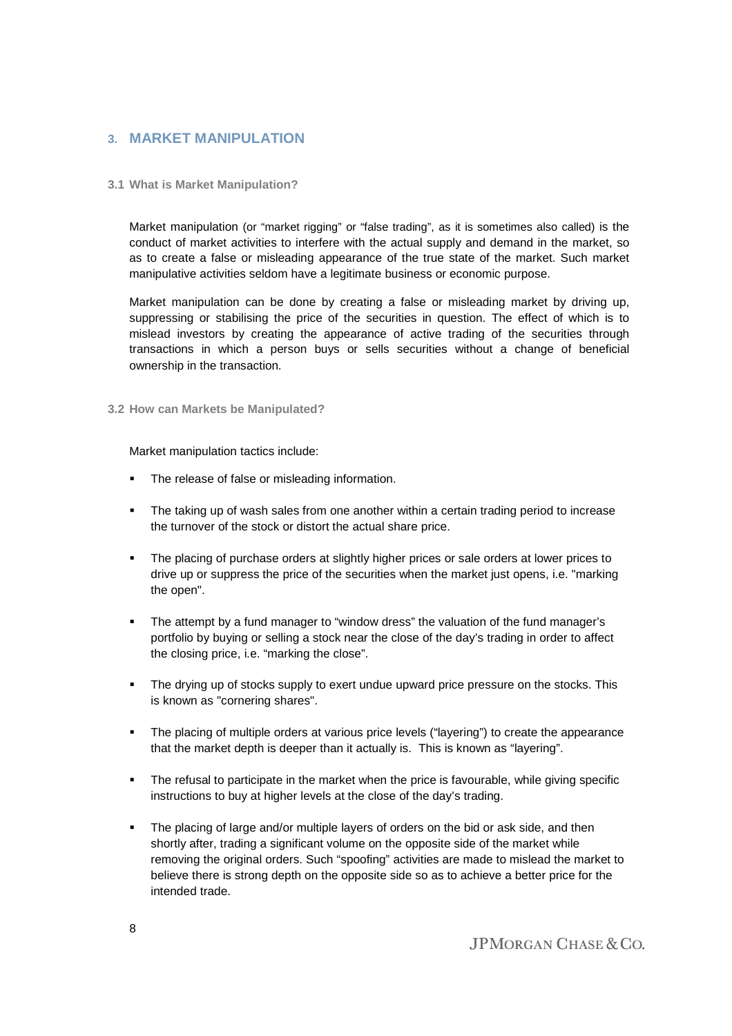## 3. MARKET MANIPULATION

### 3.1 What is Market Manipulation?

Market manipulation (or "market rigging" or "false trading", as it is sometimes also called) is the conduct of market activities to interfere with the actual supply and demand in the market, so as to create a false or misleading appearance of the true state of the market. Such market manipulative activities seldom have a legitimate business or economic purpose.

Market manipulation can be done by creating a false or misleading market by driving up, suppressing or stabilising the price of the securities in question. The effect of which is to mislead investors by creating the appearance of active trading of the securities through transactions in which a person buys or sells securities without a change of beneficial ownership in the transaction.

### 3.2 How can Markets be Manipulated?

Market manipulation tactics include:

- The release of false or misleading information.
- The taking up of wash sales from one another within a certain trading period to increase the turnover of the stock or distort the actual share price.
- The placing of purchase orders at slightly higher prices or sale orders at lower prices to drive up or suppress the price of the securities when the market just opens, i.e. "marking the open".
- The attempt by a fund manager to "window dress" the valuation of the fund manager's portfolio by buying or selling a stock near the close of the day's trading in order to affect the closing price, i.e. "marking the close".
- The drying up of stocks supply to exert undue upward price pressure on the stocks. This is known as "cornering shares".
- The placing of multiple orders at various price levels ("layering") to create the appearance that the market depth is deeper than it actually is. This is known as "layering".
- The refusal to participate in the market when the price is favourable, while giving specific instructions to buy at higher levels at the close of the day's trading.
- The placing of large and/or multiple layers of orders on the bid or ask side, and then shortly after, trading a significant volume on the opposite side of the market while removing the original orders. Such "spoofing" activities are made to mislead the market to believe there is strong depth on the opposite side so as to achieve a better price for the intended trade.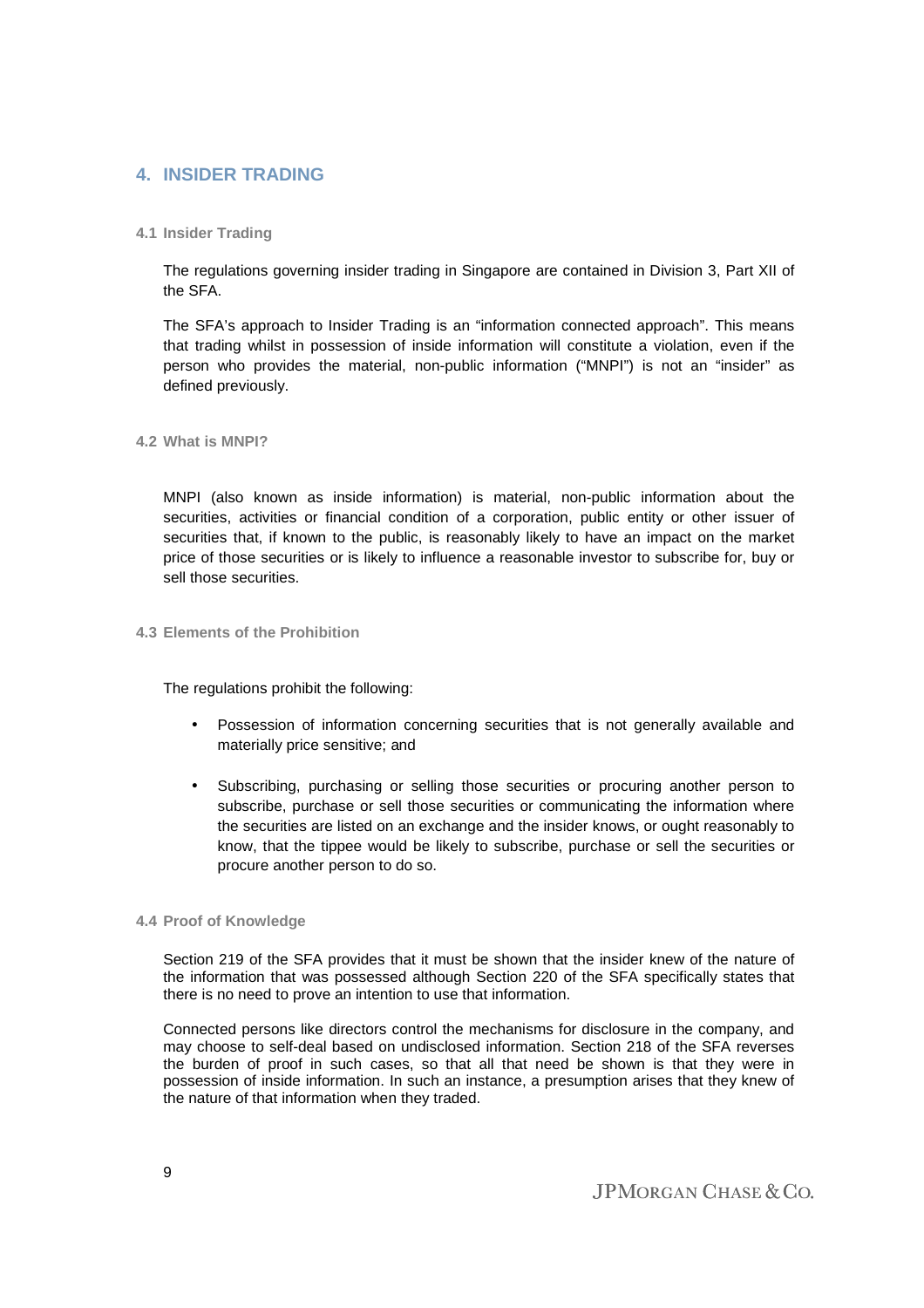## 4. INSIDER TRADING

### 4.1 Insider Trading

The regulations governing insider trading in Singapore are contained in Division 3, Part XII of the SFA.

The SFA's approach to Insider Trading is an "information connected approach". This means that trading whilst in possession of inside information will constitute a violation, even if the person who provides the material, non-public information ("MNPI") is not an "insider" as defined previously.

### 4.2 What is MNPI?

MNPI (also known as inside information) is material, non-public information about the securities, activities or financial condition of a corporation, public entity or other issuer of securities that, if known to the public, is reasonably likely to have an impact on the market price of those securities or is likely to influence a reasonable investor to subscribe for, buy or sell those securities.

### 4.3 Elements of the Prohibition

The regulations prohibit the following:

- Possession of information concerning securities that is not generally available and materially price sensitive; and
- Subscribing, purchasing or selling those securities or procuring another person to subscribe, purchase or sell those securities or communicating the information where the securities are listed on an exchange and the insider knows, or ought reasonably to know, that the tippee would be likely to subscribe, purchase or sell the securities or procure another person to do so.

### 4.4 Proof of Knowledge

Section 219 of the SFA provides that it must be shown that the insider knew of the nature of the information that was possessed although Section 220 of the SFA specifically states that there is no need to prove an intention to use that information.

Connected persons like directors control the mechanisms for disclosure in the company, and may choose to self-deal based on undisclosed information. Section 218 of the SFA reverses the burden of proof in such cases, so that all that need be shown is that they were in possession of inside information. In such an instance, a presumption arises that they knew of the nature of that information when they traded.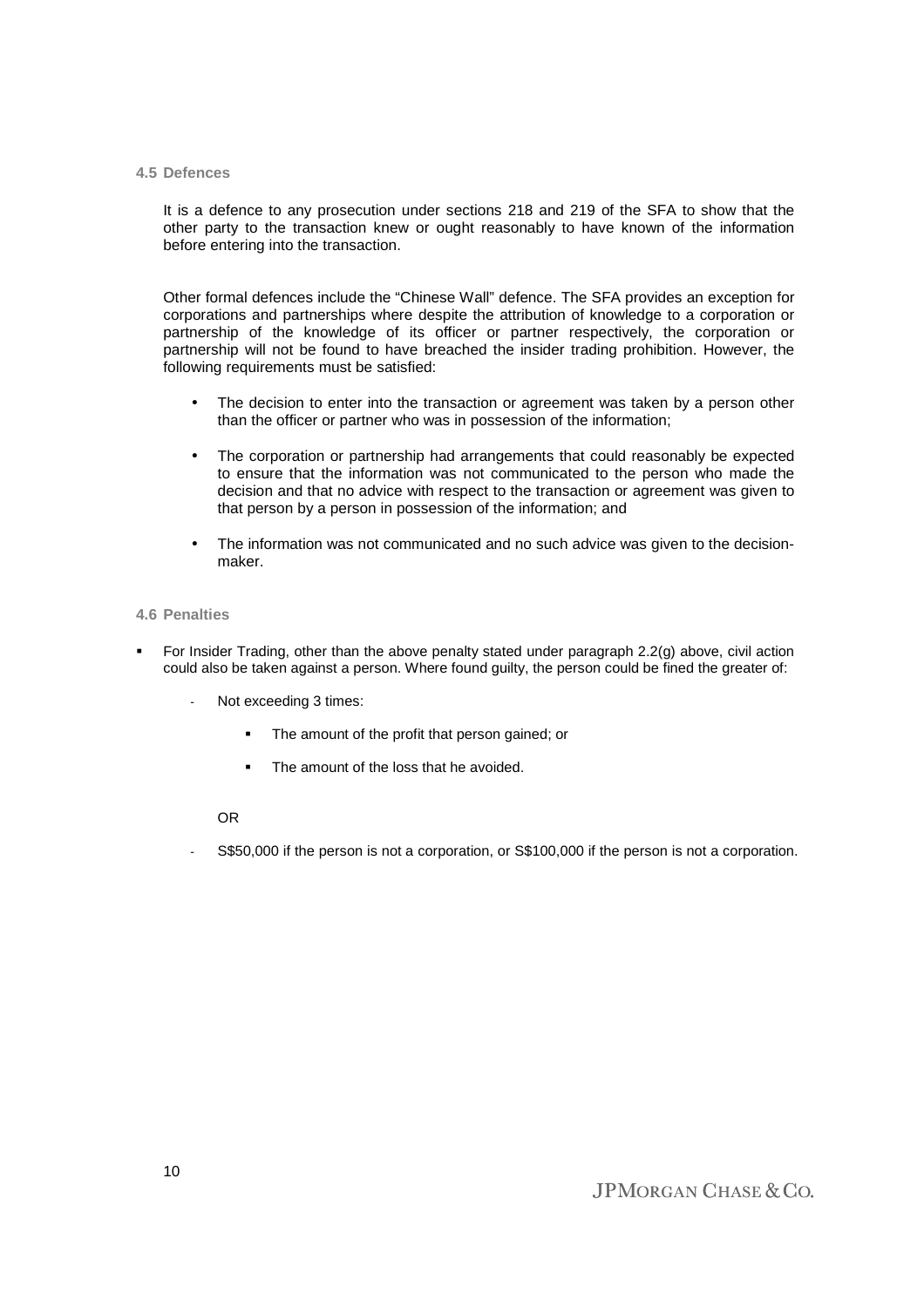### 4.5 Defences

It is a defence to any prosecution under sections 218 and 219 of the SFA to show that the other party to the transaction knew or ought reasonably to have known of the information before entering into the transaction.

Other formal defences include the "Chinese Wall" defence. The SFA provides an exception for corporations and partnerships where despite the attribution of knowledge to a corporation or partnership of the knowledge of its officer or partner respectively, the corporation or partnership will not be found to have breached the insider trading prohibition. However, the following requirements must be satisfied:

- The decision to enter into the transaction or agreement was taken by a person other than the officer or partner who was in possession of the information;
- The corporation or partnership had arrangements that could reasonably be expected to ensure that the information was not communicated to the person who made the decision and that no advice with respect to the transaction or agreement was given to that person by a person in possession of the information; and
- The information was not communicated and no such advice was given to the decision-maker.

### 4.6 Penalties

- For Insider Trading, other than the above penalty stated under paragraph 2.2(g) above, civil action could also be taken against a person. Where found guilty, the person could be fined the greater of:
  - Not exceeding 3 times:
    - The amount of the profit that person gained; or
    - The amount of the loss that he avoided.

    OR

  - S$50,000 if the person is not a corporation, or S$100,000 if the person is not a corporation.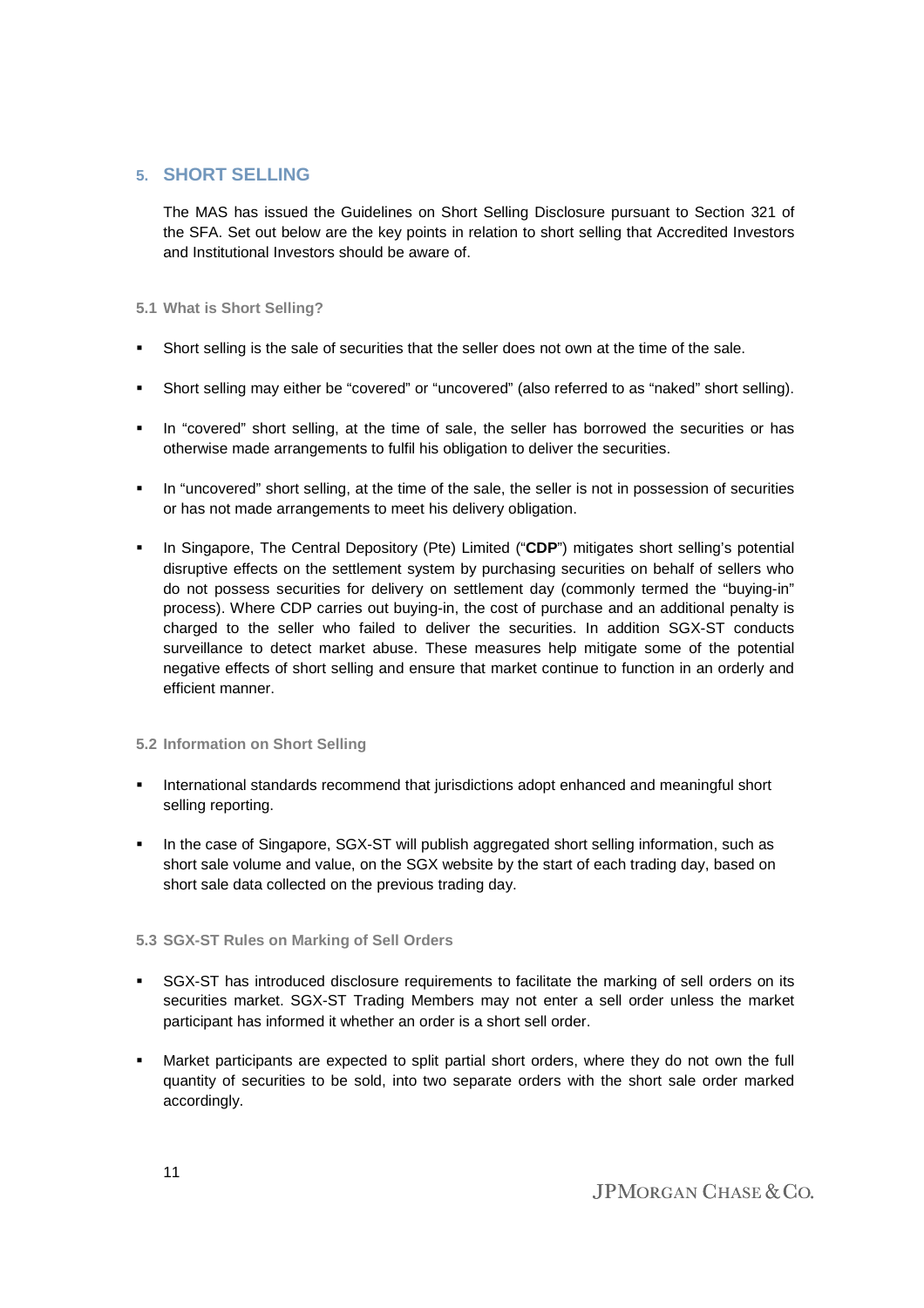## 5. SHORT SELLING

The MAS has issued the Guidelines on Short Selling Disclosure pursuant to Section 321 of the SFA. Set out below are the key points in relation to short selling that Accredited Investors and Institutional Investors should be aware of.

### 5.1 What is Short Selling?

- Short selling is the sale of securities that the seller does not own at the time of the sale.
- Short selling may either be “covered” or “uncovered” (also referred to as “naked” short selling).
- In “covered” short selling, at the time of sale, the seller has borrowed the securities or has otherwise made arrangements to fulfil his obligation to deliver the securities.
- In “uncovered” short selling, at the time of the sale, the seller is not in possession of securities or has not made arrangements to meet his delivery obligation.
- In Singapore, The Central Depository (Pte) Limited (“**CDP**”) mitigates short selling’s potential disruptive effects on the settlement system by purchasing securities on behalf of sellers who do not possess securities for delivery on settlement day (commonly termed the “buying-in” process). Where CDP carries out buying-in, the cost of purchase and an additional penalty is charged to the seller who failed to deliver the securities. In addition SGX-ST conducts surveillance to detect market abuse. These measures help mitigate some of the potential negative effects of short selling and ensure that market continue to function in an orderly and efficient manner.

### 5.2 Information on Short Selling

- International standards recommend that jurisdictions adopt enhanced and meaningful short selling reporting.
- In the case of Singapore, SGX-ST will publish aggregated short selling information, such as short sale volume and value, on the SGX website by the start of each trading day, based on short sale data collected on the previous trading day.

### 5.3 SGX-ST Rules on Marking of Sell Orders

- SGX-ST has introduced disclosure requirements to facilitate the marking of sell orders on its securities market. SGX-ST Trading Members may not enter a sell order unless the market participant has informed it whether an order is a short sell order.
- Market participants are expected to split partial short orders, where they do not own the full quantity of securities to be sold, into two separate orders with the short sale order marked accordingly.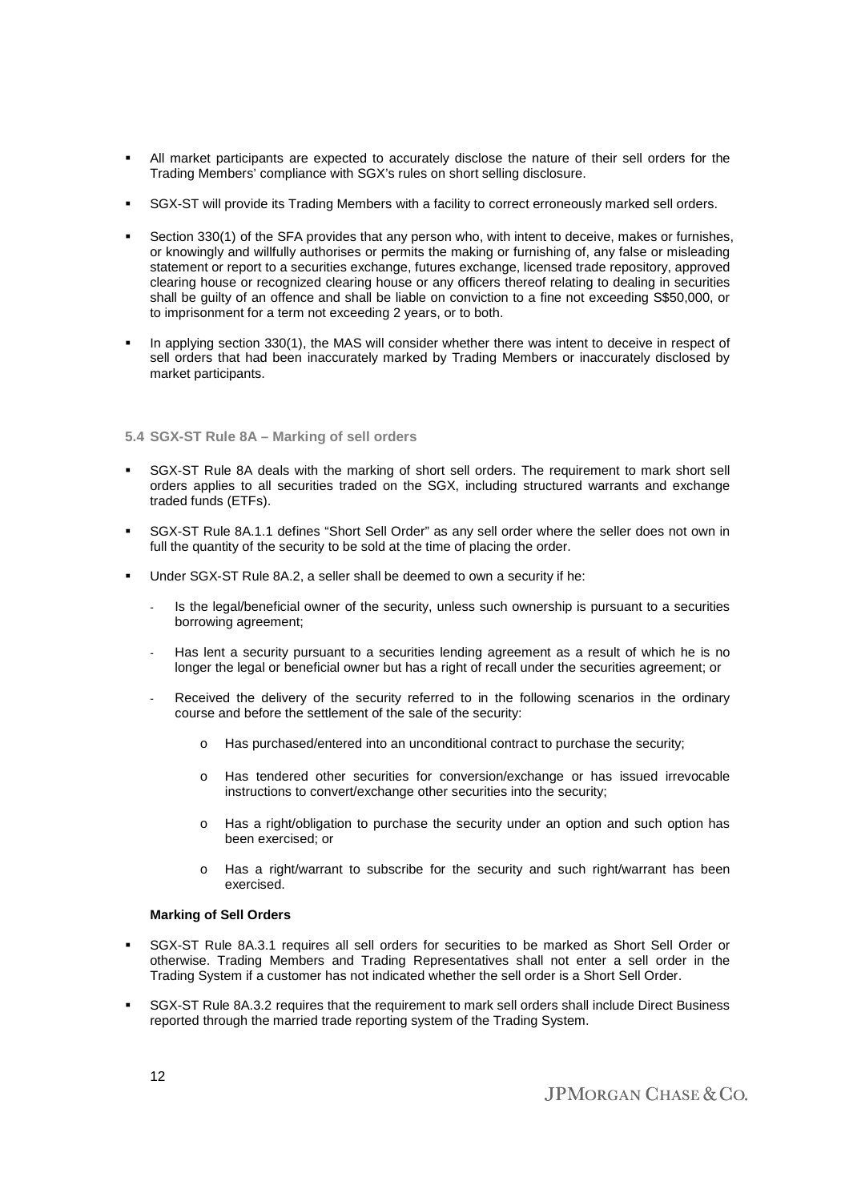- All market participants are expected to accurately disclose the nature of their sell orders for the Trading Members' compliance with SGX's rules on short selling disclosure.

- SGX-ST will provide its Trading Members with a facility to correct erroneously marked sell orders.

- Section 330(1) of the SFA provides that any person who, with intent to deceive, makes or furnishes, or knowingly and willfully authorises or permits the making or furnishing of, any false or misleading statement or report to a securities exchange, futures exchange, licensed trade repository, approved clearing house or recognized clearing house or any officers thereof relating to dealing in securities shall be guilty of an offence and shall be liable on conviction to a fine not exceeding S$50,000, or to imprisonment for a term not exceeding 2 years, or to both.

- In applying section 330(1), the MAS will consider whether there was intent to deceive in respect of sell orders that had been inaccurately marked by Trading Members or inaccurately disclosed by market participants.

### 5.4 SGX-ST Rule 8A – Marking of sell orders

- SGX-ST Rule 8A deals with the marking of short sell orders. The requirement to mark short sell orders applies to all securities traded on the SGX, including structured warrants and exchange traded funds (ETFs).

- SGX-ST Rule 8A.1.1 defines "Short Sell Order" as any sell order where the seller does not own in full the quantity of the security to be sold at the time of placing the order.

- Under SGX-ST Rule 8A.2, a seller shall be deemed to own a security if he:

  - Is the legal/beneficial owner of the security, unless such ownership is pursuant to a securities borrowing agreement;

  - Has lent a security pursuant to a securities lending agreement as a result of which he is no longer the legal or beneficial owner but has a right of recall under the securities agreement; or

  - Received the delivery of the security referred to in the following scenarios in the ordinary course and before the settlement of the sale of the security:

    - Has purchased/entered into an unconditional contract to purchase the security;

    - Has tendered other securities for conversion/exchange or has issued irrevocable instructions to convert/exchange other securities into the security;

    - Has a right/obligation to purchase the security under an option and such option has been exercised; or

    - Has a right/warrant to subscribe for the security and such right/warrant has been exercised.

**Marking of Sell Orders**

- SGX-ST Rule 8A.3.1 requires all sell orders for securities to be marked as Short Sell Order or otherwise. Trading Members and Trading Representatives shall not enter a sell order in the Trading System if a customer has not indicated whether the sell order is a Short Sell Order.

- SGX-ST Rule 8A.3.2 requires that the requirement to mark sell orders shall include Direct Business reported through the married trade reporting system of the Trading System.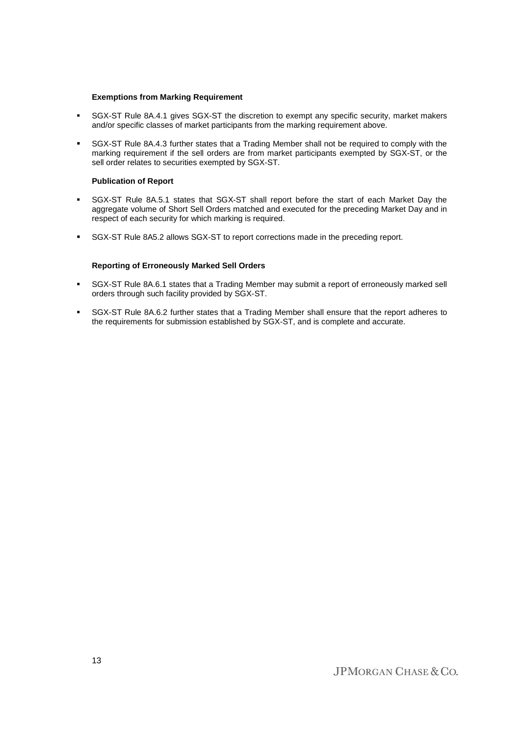**Exemptions from Marking Requirement**

- SGX-ST Rule 8A.4.1 gives SGX-ST the discretion to exempt any specific security, market makers and/or specific classes of market participants from the marking requirement above.
- SGX-ST Rule 8A.4.3 further states that a Trading Member shall not be required to comply with the marking requirement if the sell orders are from market participants exempted by SGX-ST, or the sell order relates to securities exempted by SGX-ST.

**Publication of Report**

- SGX-ST Rule 8A.5.1 states that SGX-ST shall report before the start of each Market Day the aggregate volume of Short Sell Orders matched and executed for the preceding Market Day and in respect of each security for which marking is required.
- SGX-ST Rule 8A5.2 allows SGX-ST to report corrections made in the preceding report.

**Reporting of Erroneously Marked Sell Orders**

- SGX-ST Rule 8A.6.1 states that a Trading Member may submit a report of erroneously marked sell orders through such facility provided by SGX-ST.
- SGX-ST Rule 8A.6.2 further states that a Trading Member shall ensure that the report adheres to the requirements for submission established by SGX-ST, and is complete and accurate.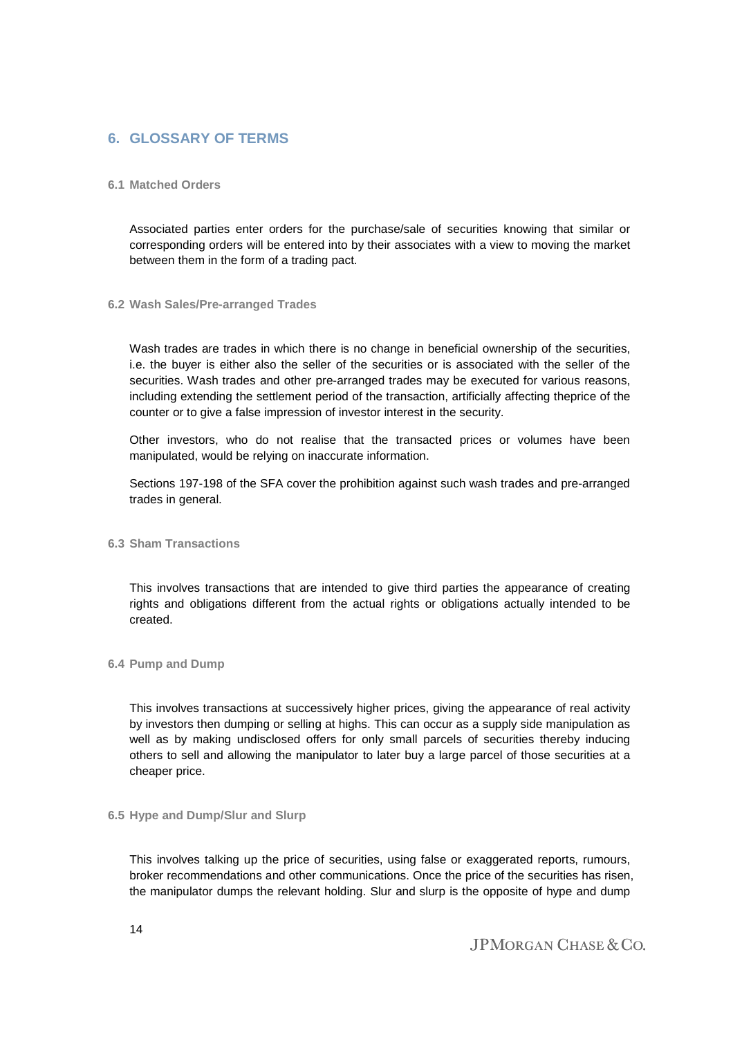## 6. GLOSSARY OF TERMS

### 6.1 Matched Orders

Associated parties enter orders for the purchase/sale of securities knowing that similar or corresponding orders will be entered into by their associates with a view to moving the market between them in the form of a trading pact.

### 6.2 Wash Sales/Pre-arranged Trades

Wash trades are trades in which there is no change in beneficial ownership of the securities, i.e. the buyer is either also the seller of the securities or is associated with the seller of the securities. Wash trades and other pre-arranged trades may be executed for various reasons, including extending the settlement period of the transaction, artificially affecting theprice of the counter or to give a false impression of investor interest in the security.

Other investors, who do not realise that the transacted prices or volumes have been manipulated, would be relying on inaccurate information.

Sections 197-198 of the SFA cover the prohibition against such wash trades and pre-arranged trades in general.

### 6.3 Sham Transactions

This involves transactions that are intended to give third parties the appearance of creating rights and obligations different from the actual rights or obligations actually intended to be created.

### 6.4 Pump and Dump

This involves transactions at successively higher prices, giving the appearance of real activity by investors then dumping or selling at highs. This can occur as a supply side manipulation as well as by making undisclosed offers for only small parcels of securities thereby inducing others to sell and allowing the manipulator to later buy a large parcel of those securities at a cheaper price.

### 6.5 Hype and Dump/Slur and Slurp

This involves talking up the price of securities, using false or exaggerated reports, rumours, broker recommendations and other communications. Once the price of the securities has risen, the manipulator dumps the relevant holding. Slur and slurp is the opposite of hype and dump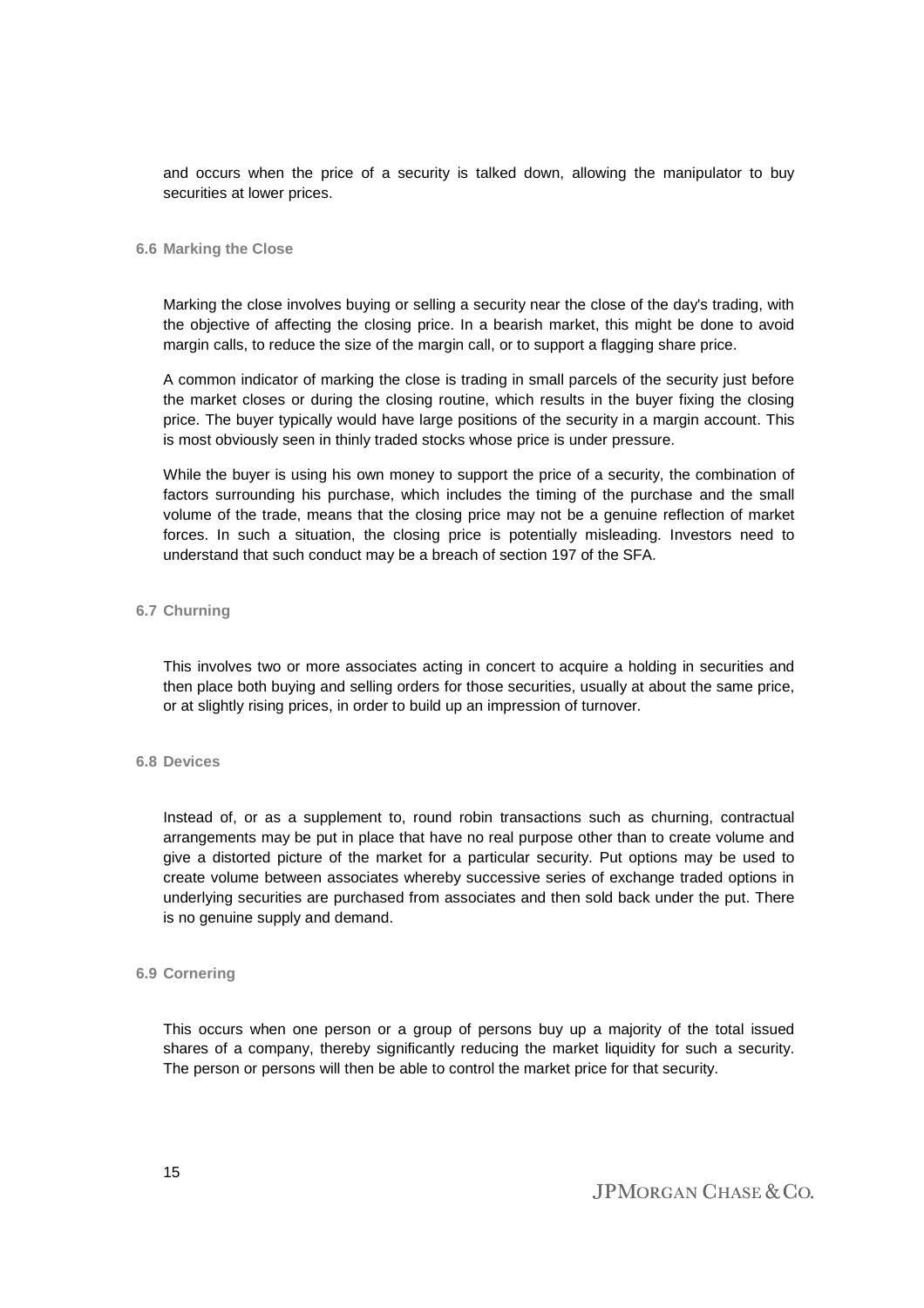and occurs when the price of a security is talked down, allowing the manipulator to buy securities at lower prices.

### 6.6 Marking the Close

Marking the close involves buying or selling a security near the close of the day's trading, with the objective of affecting the closing price. In a bearish market, this might be done to avoid margin calls, to reduce the size of the margin call, or to support a flagging share price.

A common indicator of marking the close is trading in small parcels of the security just before the market closes or during the closing routine, which results in the buyer fixing the closing price. The buyer typically would have large positions of the security in a margin account. This is most obviously seen in thinly traded stocks whose price is under pressure.

While the buyer is using his own money to support the price of a security, the combination of factors surrounding his purchase, which includes the timing of the purchase and the small volume of the trade, means that the closing price may not be a genuine reflection of market forces. In such a situation, the closing price is potentially misleading. Investors need to understand that such conduct may be a breach of section 197 of the SFA.

### 6.7 Churning

This involves two or more associates acting in concert to acquire a holding in securities and then place both buying and selling orders for those securities, usually at about the same price, or at slightly rising prices, in order to build up an impression of turnover.

### 6.8 Devices

Instead of, or as a supplement to, round robin transactions such as churning, contractual arrangements may be put in place that have no real purpose other than to create volume and give a distorted picture of the market for a particular security. Put options may be used to create volume between associates whereby successive series of exchange traded options in underlying securities are purchased from associates and then sold back under the put. There is no genuine supply and demand.

### 6.9 Cornering

This occurs when one person or a group of persons buy up a majority of the total issued shares of a company, thereby significantly reducing the market liquidity for such a security. The person or persons will then be able to control the market price for that security.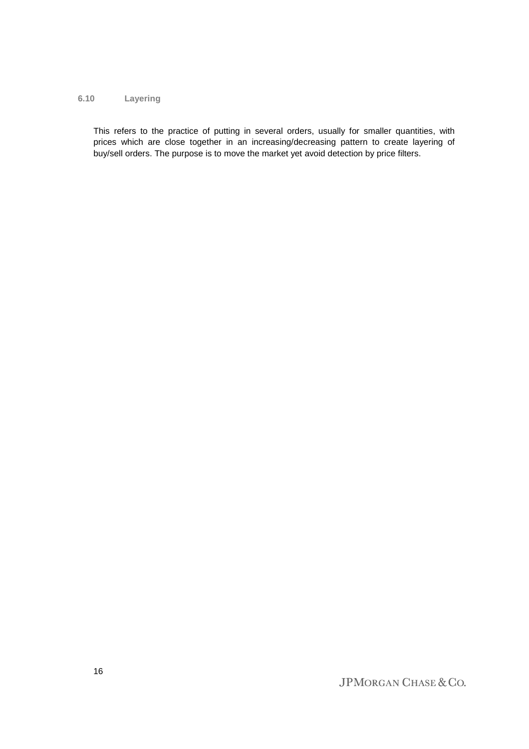### 6.10 Layering

This refers to the practice of putting in several orders, usually for smaller quantities, with prices which are close together in an increasing/decreasing pattern to create layering of buy/sell orders. The purpose is to move the market yet avoid detection by price filters.